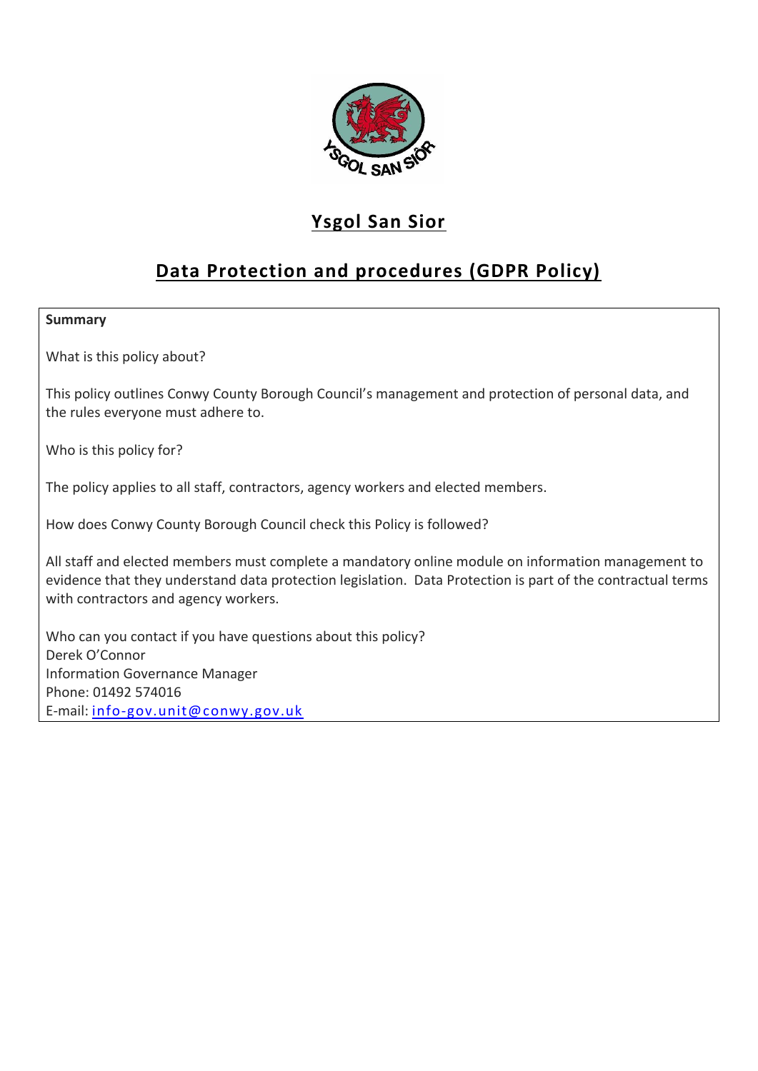# Ysgol San Sior

## Data Protection and procedures (GDPR Policy)

**Summary**

What is this policy about?

This policy outlines Conwy County Borough Council's management and protection of personal data, and the rules everyone must adhere to.

Who is this policy for?

The policy applies to all staff, contractors, agency workers and elected members.

How does Conwy County Borough Council check this Policy is followed?

All staff and elected members must complete a mandatory online module on information management to evidence that they understand data protection legislation. Data Protection is part of the contractual terms with contractors and agency workers.

Who can you contact if you have questions about this policy?
Derek O'Connor
Information Governance Manager
Phone: 01492 574016
E-mail: info-gov.unit@conwy.gov.uk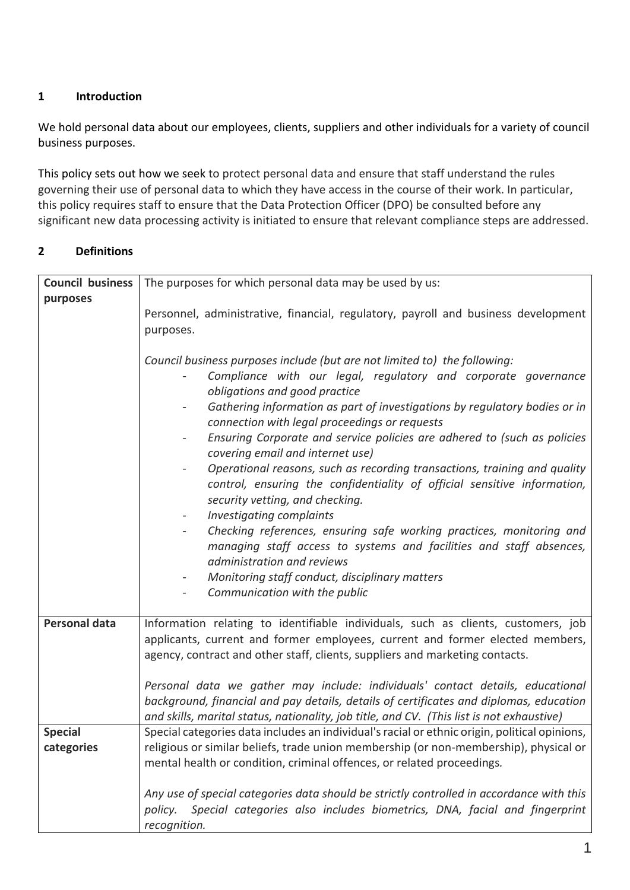## 1 Introduction

We hold personal data about our employees, clients, suppliers and other individuals for a variety of council business purposes.

This policy sets out how we seek to protect personal data and ensure that staff understand the rules governing their use of personal data to which they have access in the course of their work. In particular, this policy requires staff to ensure that the Data Protection Officer (DPO) be consulted before any significant new data processing activity is initiated to ensure that relevant compliance steps are addressed.

## 2 Definitions

| | |
|---|---|
| **Council business purposes** | The purposes for which personal data may be used by us:<br><br>Personnel, administrative, financial, regulatory, payroll and business development purposes.<br><br>*Council business purposes include (but are not limited to) the following:*<br>- *Compliance with our legal, regulatory and corporate governance obligations and good practice*<br>- *Gathering information as part of investigations by regulatory bodies or in connection with legal proceedings or requests*<br>- *Ensuring Corporate and service policies are adhered to (such as policies covering email and internet use)*<br>- *Operational reasons, such as recording transactions, training and quality control, ensuring the confidentiality of official sensitive information, security vetting, and checking.*<br>- *Investigating complaints*<br>- *Checking references, ensuring safe working practices, monitoring and managing staff access to systems and facilities and staff absences, administration and reviews*<br>- *Monitoring staff conduct, disciplinary matters*<br>- *Communication with the public* |
| **Personal data** | Information relating to identifiable individuals, such as clients, customers, job applicants, current and former employees, current and former elected members, agency, contract and other staff, clients, suppliers and marketing contacts.<br><br>*Personal data we gather may include: individuals' contact details, educational background, financial and pay details, details of certificates and diplomas, education and skills, marital status, nationality, job title, and CV. (This list is not exhaustive)* |
| **Special categories** | Special categories data includes an individual's racial or ethnic origin, political opinions, religious or similar beliefs, trade union membership (or non-membership), physical or mental health or condition, criminal offences, or related proceedings.<br><br>*Any use of special categories data should be strictly controlled in accordance with this policy. Special categories also includes biometrics, DNA, facial and fingerprint recognition.* |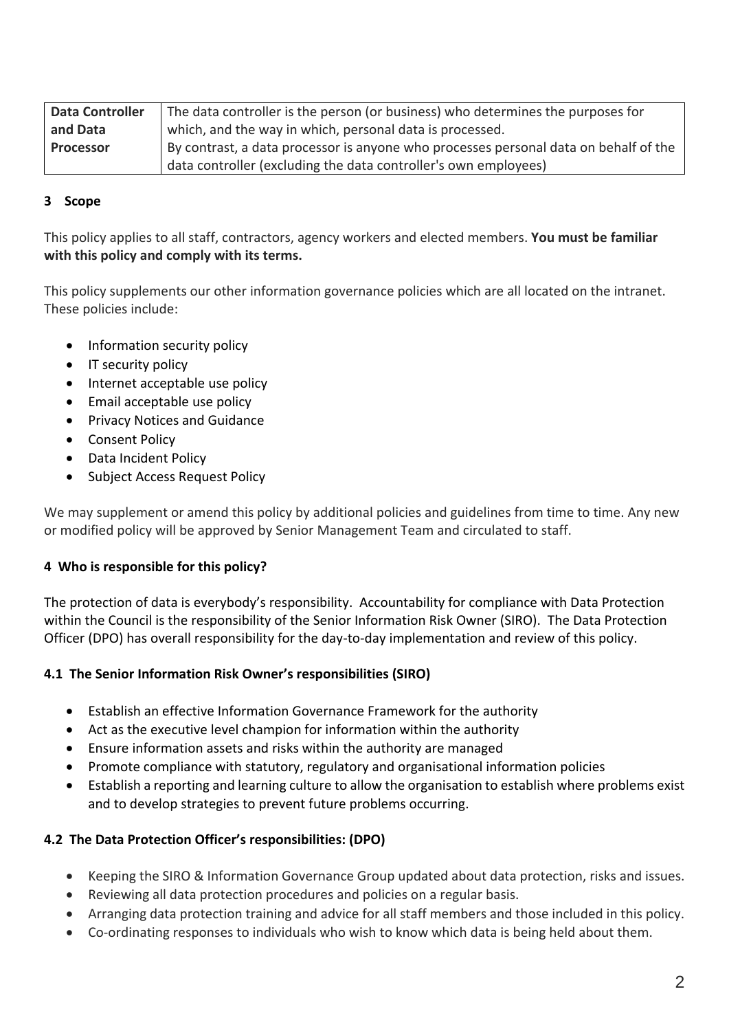| Data Controller and Data Processor | The data controller is the person (or business) who determines the purposes for which, and the way in which, personal data is processed. By contrast, a data processor is anyone who processes personal data on behalf of the data controller (excluding the data controller's own employees) |
|---|---|

## 3 Scope

This policy applies to all staff, contractors, agency workers and elected members. **You must be familiar with this policy and comply with its terms.**

This policy supplements our other information governance policies which are all located on the intranet. These policies include:

- Information security policy
- IT security policy
- Internet acceptable use policy
- Email acceptable use policy
- Privacy Notices and Guidance
- Consent Policy
- Data Incident Policy
- Subject Access Request Policy

We may supplement or amend this policy by additional policies and guidelines from time to time. Any new or modified policy will be approved by Senior Management Team and circulated to staff.

## 4 Who is responsible for this policy?

The protection of data is everybody's responsibility. Accountability for compliance with Data Protection within the Council is the responsibility of the Senior Information Risk Owner (SIRO). The Data Protection Officer (DPO) has overall responsibility for the day-to-day implementation and review of this policy.

### 4.1 The Senior Information Risk Owner's responsibilities (SIRO)

- Establish an effective Information Governance Framework for the authority
- Act as the executive level champion for information within the authority
- Ensure information assets and risks within the authority are managed
- Promote compliance with statutory, regulatory and organisational information policies
- Establish a reporting and learning culture to allow the organisation to establish where problems exist and to develop strategies to prevent future problems occurring.

### 4.2 The Data Protection Officer's responsibilities: (DPO)

- Keeping the SIRO & Information Governance Group updated about data protection, risks and issues.
- Reviewing all data protection procedures and policies on a regular basis.
- Arranging data protection training and advice for all staff members and those included in this policy.
- Co-ordinating responses to individuals who wish to know which data is being held about them.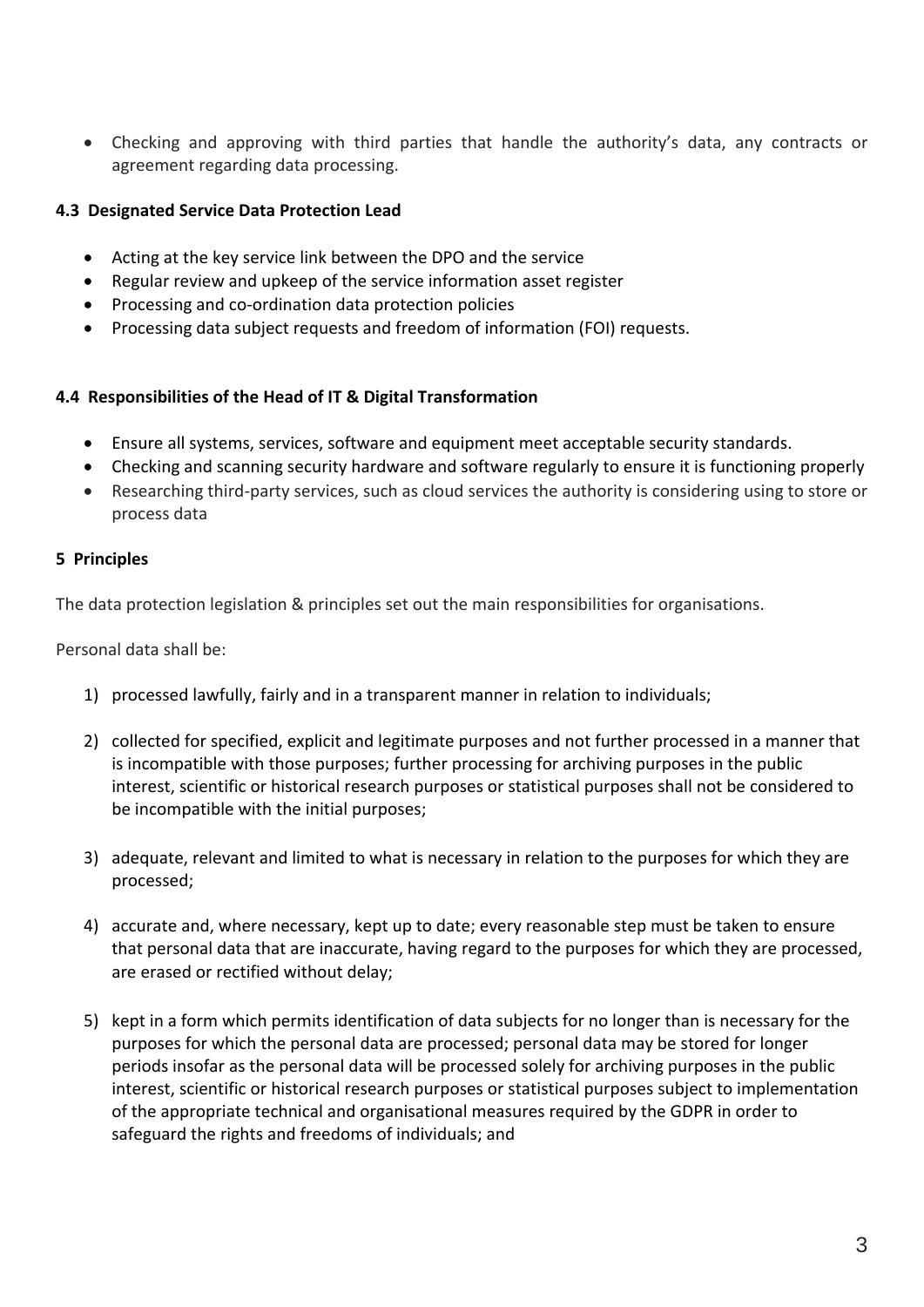- Checking and approving with third parties that handle the authority's data, any contracts or agreement regarding data processing.

### 4.3 Designated Service Data Protection Lead

- Acting at the key service link between the DPO and the service
- Regular review and upkeep of the service information asset register
- Processing and co-ordination data protection policies
- Processing data subject requests and freedom of information (FOI) requests.

### 4.4 Responsibilities of the Head of IT & Digital Transformation

- Ensure all systems, services, software and equipment meet acceptable security standards.
- Checking and scanning security hardware and software regularly to ensure it is functioning properly
- Researching third-party services, such as cloud services the authority is considering using to store or process data

## 5 Principles

The data protection legislation & principles set out the main responsibilities for organisations.

Personal data shall be:

1) processed lawfully, fairly and in a transparent manner in relation to individuals;

2) collected for specified, explicit and legitimate purposes and not further processed in a manner that is incompatible with those purposes; further processing for archiving purposes in the public interest, scientific or historical research purposes or statistical purposes shall not be considered to be incompatible with the initial purposes;

3) adequate, relevant and limited to what is necessary in relation to the purposes for which they are processed;

4) accurate and, where necessary, kept up to date; every reasonable step must be taken to ensure that personal data that are inaccurate, having regard to the purposes for which they are processed, are erased or rectified without delay;

5) kept in a form which permits identification of data subjects for no longer than is necessary for the purposes for which the personal data are processed; personal data may be stored for longer periods insofar as the personal data will be processed solely for archiving purposes in the public interest, scientific or historical research purposes or statistical purposes subject to implementation of the appropriate technical and organisational measures required by the GDPR in order to safeguard the rights and freedoms of individuals; and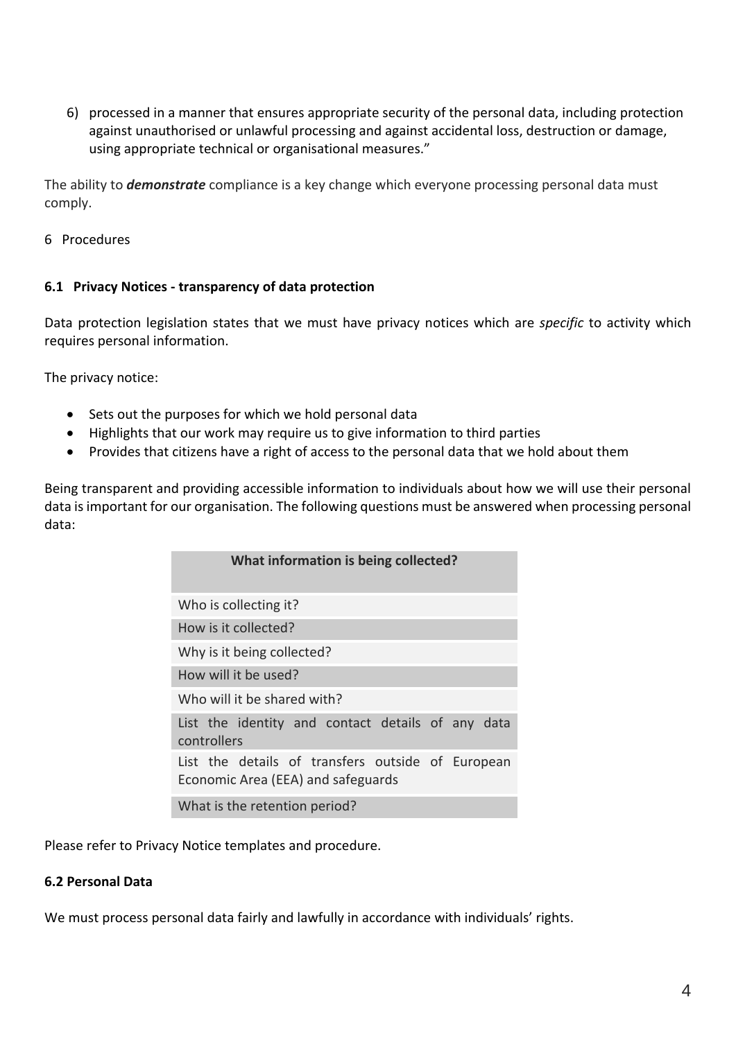6) processed in a manner that ensures appropriate security of the personal data, including protection against unauthorised or unlawful processing and against accidental loss, destruction or damage, using appropriate technical or organisational measures."

The ability to ***demonstrate*** compliance is a key change which everyone processing personal data must comply.

## 6 Procedures

### 6.1 Privacy Notices - transparency of data protection

Data protection legislation states that we must have privacy notices which are *specific* to activity which requires personal information.

The privacy notice:

- Sets out the purposes for which we hold personal data
- Highlights that our work may require us to give information to third parties
- Provides that citizens have a right of access to the personal data that we hold about them

Being transparent and providing accessible information to individuals about how we will use their personal data is important for our organisation. The following questions must be answered when processing personal data:

| What information is being collected? |
|---|
| Who is collecting it? |
| How is it collected? |
| Why is it being collected? |
| How will it be used? |
| Who will it be shared with? |
| List the identity and contact details of any data controllers |
| List the details of transfers outside of European Economic Area (EEA) and safeguards |
| What is the retention period? |

Please refer to Privacy Notice templates and procedure.

### 6.2 Personal Data

We must process personal data fairly and lawfully in accordance with individuals' rights.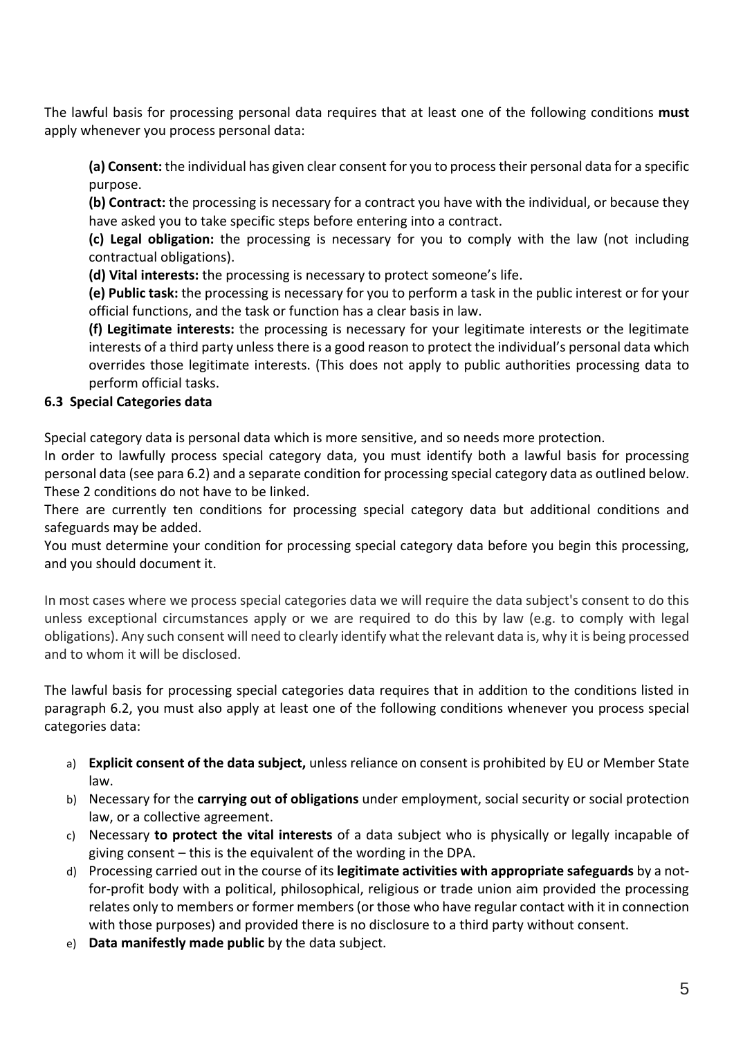The lawful basis for processing personal data requires that at least one of the following conditions **must** apply whenever you process personal data:

**(a) Consent:** the individual has given clear consent for you to process their personal data for a specific purpose.
**(b) Contract:** the processing is necessary for a contract you have with the individual, or because they have asked you to take specific steps before entering into a contract.
**(c) Legal obligation:** the processing is necessary for you to comply with the law (not including contractual obligations).
**(d) Vital interests:** the processing is necessary to protect someone's life.
**(e) Public task:** the processing is necessary for you to perform a task in the public interest or for your official functions, and the task or function has a clear basis in law.
**(f) Legitimate interests:** the processing is necessary for your legitimate interests or the legitimate interests of a third party unless there is a good reason to protect the individual's personal data which overrides those legitimate interests. (This does not apply to public authorities processing data to perform official tasks.

### 6.3 Special Categories data

Special category data is personal data which is more sensitive, and so needs more protection.
In order to lawfully process special category data, you must identify both a lawful basis for processing personal data (see para 6.2) and a separate condition for processing special category data as outlined below. These 2 conditions do not have to be linked.
There are currently ten conditions for processing special category data but additional conditions and safeguards may be added.
You must determine your condition for processing special category data before you begin this processing, and you should document it.

In most cases where we process special categories data we will require the data subject's consent to do this unless exceptional circumstances apply or we are required to do this by law (e.g. to comply with legal obligations). Any such consent will need to clearly identify what the relevant data is, why it is being processed and to whom it will be disclosed.

The lawful basis for processing special categories data requires that in addition to the conditions listed in paragraph 6.2, you must also apply at least one of the following conditions whenever you process special categories data:

a) **Explicit consent of the data subject,** unless reliance on consent is prohibited by EU or Member State law.
b) Necessary for the **carrying out of obligations** under employment, social security or social protection law, or a collective agreement.
c) Necessary **to protect the vital interests** of a data subject who is physically or legally incapable of giving consent – this is the equivalent of the wording in the DPA.
d) Processing carried out in the course of its **legitimate activities with appropriate safeguards** by a not-for-profit body with a political, philosophical, religious or trade union aim provided the processing relates only to members or former members (or those who have regular contact with it in connection with those purposes) and provided there is no disclosure to a third party without consent.
e) **Data manifestly made public** by the data subject.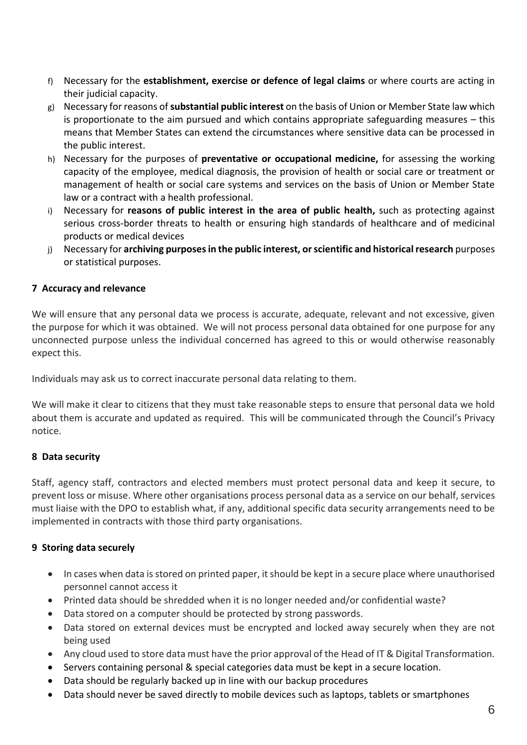f) Necessary for the **establishment, exercise or defence of legal claims** or where courts are acting in their judicial capacity.
g) Necessary for reasons of **substantial public interest** on the basis of Union or Member State law which is proportionate to the aim pursued and which contains appropriate safeguarding measures – this means that Member States can extend the circumstances where sensitive data can be processed in the public interest.
h) Necessary for the purposes of **preventative or occupational medicine,** for assessing the working capacity of the employee, medical diagnosis, the provision of health or social care or treatment or management of health or social care systems and services on the basis of Union or Member State law or a contract with a health professional.
i) Necessary for **reasons of public interest in the area of public health,** such as protecting against serious cross-border threats to health or ensuring high standards of healthcare and of medicinal products or medical devices
j) Necessary for **archiving purposes in the public interest, or scientific and historical research** purposes or statistical purposes.

## 7 Accuracy and relevance

We will ensure that any personal data we process is accurate, adequate, relevant and not excessive, given the purpose for which it was obtained. We will not process personal data obtained for one purpose for any unconnected purpose unless the individual concerned has agreed to this or would otherwise reasonably expect this.

Individuals may ask us to correct inaccurate personal data relating to them.

We will make it clear to citizens that they must take reasonable steps to ensure that personal data we hold about them is accurate and updated as required. This will be communicated through the Council's Privacy notice.

## 8 Data security

Staff, agency staff, contractors and elected members must protect personal data and keep it secure, to prevent loss or misuse. Where other organisations process personal data as a service on our behalf, services must liaise with the DPO to establish what, if any, additional specific data security arrangements need to be implemented in contracts with those third party organisations.

## 9 Storing data securely

- In cases when data is stored on printed paper, it should be kept in a secure place where unauthorised personnel cannot access it
- Printed data should be shredded when it is no longer needed and/or confidential waste?
- Data stored on a computer should be protected by strong passwords.
- Data stored on external devices must be encrypted and locked away securely when they are not being used
- Any cloud used to store data must have the prior approval of the Head of IT & Digital Transformation.
- Servers containing personal & special categories data must be kept in a secure location.
- Data should be regularly backed up in line with our backup procedures
- Data should never be saved directly to mobile devices such as laptops, tablets or smartphones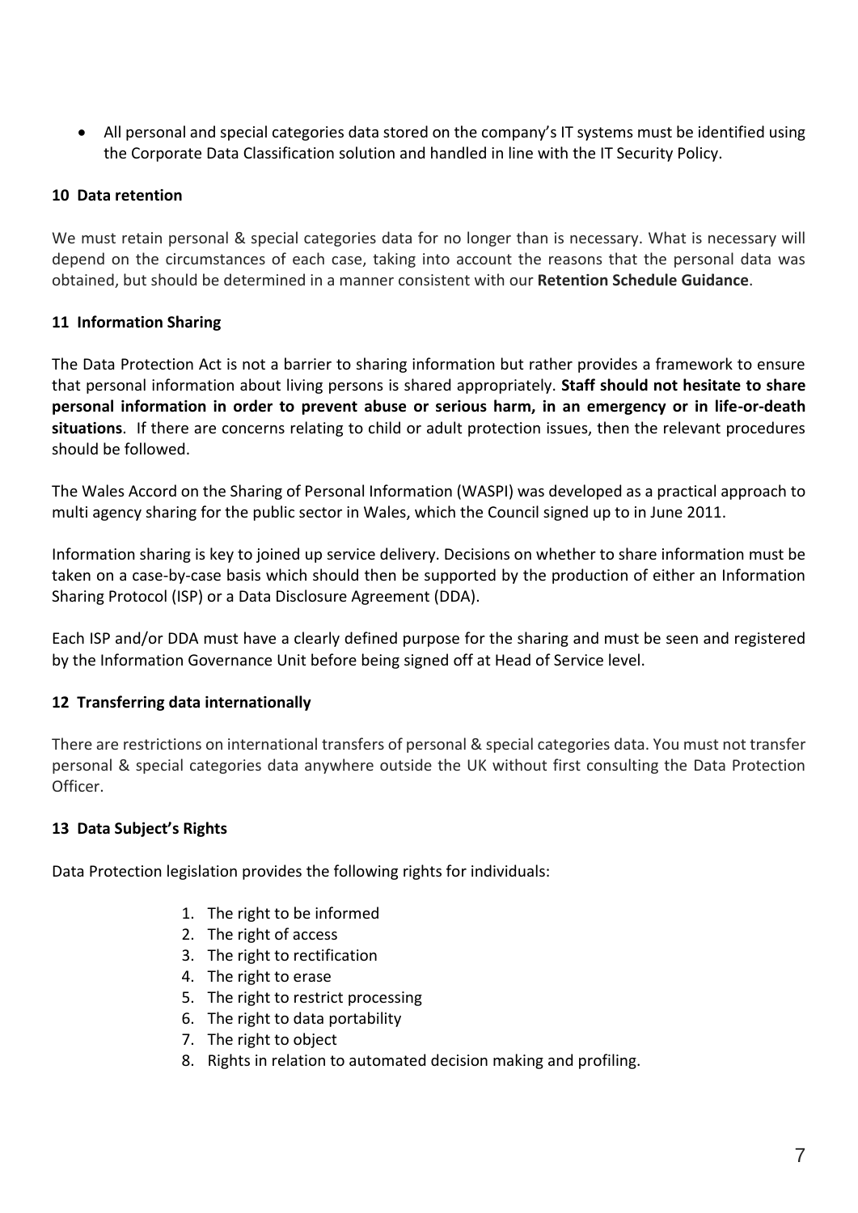- All personal and special categories data stored on the company's IT systems must be identified using the Corporate Data Classification solution and handled in line with the IT Security Policy.

## 10 Data retention

We must retain personal & special categories data for no longer than is necessary. What is necessary will depend on the circumstances of each case, taking into account the reasons that the personal data was obtained, but should be determined in a manner consistent with our **Retention Schedule Guidance**.

## 11 Information Sharing

The Data Protection Act is not a barrier to sharing information but rather provides a framework to ensure that personal information about living persons is shared appropriately. **Staff should not hesitate to share personal information in order to prevent abuse or serious harm, in an emergency or in life-or-death situations**. If there are concerns relating to child or adult protection issues, then the relevant procedures should be followed.

The Wales Accord on the Sharing of Personal Information (WASPI) was developed as a practical approach to multi agency sharing for the public sector in Wales, which the Council signed up to in June 2011.

Information sharing is key to joined up service delivery. Decisions on whether to share information must be taken on a case-by-case basis which should then be supported by the production of either an Information Sharing Protocol (ISP) or a Data Disclosure Agreement (DDA).

Each ISP and/or DDA must have a clearly defined purpose for the sharing and must be seen and registered by the Information Governance Unit before being signed off at Head of Service level.

## 12 Transferring data internationally

There are restrictions on international transfers of personal & special categories data. You must not transfer personal & special categories data anywhere outside the UK without first consulting the Data Protection Officer.

## 13 Data Subject's Rights

Data Protection legislation provides the following rights for individuals:

1. The right to be informed
2. The right of access
3. The right to rectification
4. The right to erase
5. The right to restrict processing
6. The right to data portability
7. The right to object
8. Rights in relation to automated decision making and profiling.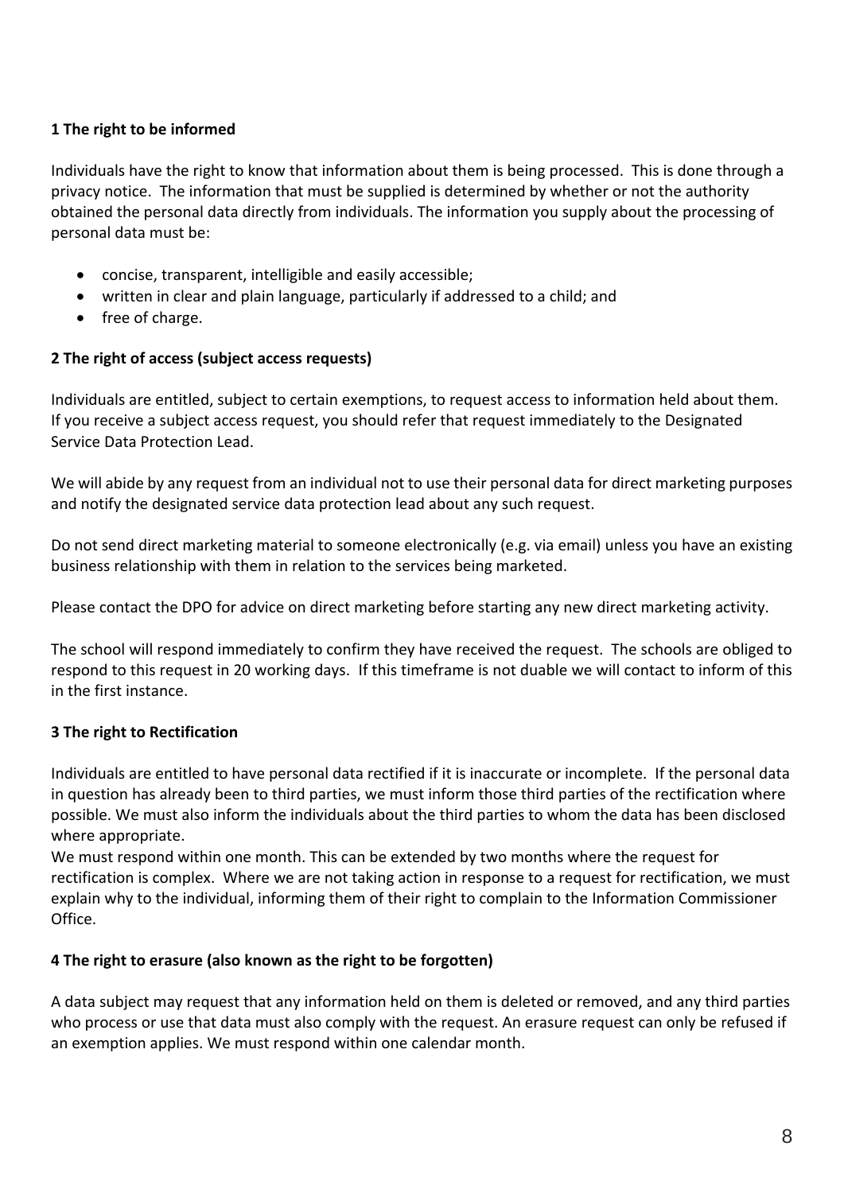**1 The right to be informed**

Individuals have the right to know that information about them is being processed. This is done through a privacy notice. The information that must be supplied is determined by whether or not the authority obtained the personal data directly from individuals. The information you supply about the processing of personal data must be:

- concise, transparent, intelligible and easily accessible;
- written in clear and plain language, particularly if addressed to a child; and
- free of charge.

**2 The right of access (subject access requests)**

Individuals are entitled, subject to certain exemptions, to request access to information held about them. If you receive a subject access request, you should refer that request immediately to the Designated Service Data Protection Lead.

We will abide by any request from an individual not to use their personal data for direct marketing purposes and notify the designated service data protection lead about any such request.

Do not send direct marketing material to someone electronically (e.g. via email) unless you have an existing business relationship with them in relation to the services being marketed.

Please contact the DPO for advice on direct marketing before starting any new direct marketing activity.

The school will respond immediately to confirm they have received the request. The schools are obliged to respond to this request in 20 working days. If this timeframe is not duable we will contact to inform of this in the first instance.

**3 The right to Rectification**

Individuals are entitled to have personal data rectified if it is inaccurate or incomplete. If the personal data in question has already been to third parties, we must inform those third parties of the rectification where possible. We must also inform the individuals about the third parties to whom the data has been disclosed where appropriate.
We must respond within one month. This can be extended by two months where the request for rectification is complex. Where we are not taking action in response to a request for rectification, we must explain why to the individual, informing them of their right to complain to the Information Commissioner Office.

**4 The right to erasure (also known as the right to be forgotten)**

A data subject may request that any information held on them is deleted or removed, and any third parties who process or use that data must also comply with the request. An erasure request can only be refused if an exemption applies. We must respond within one calendar month.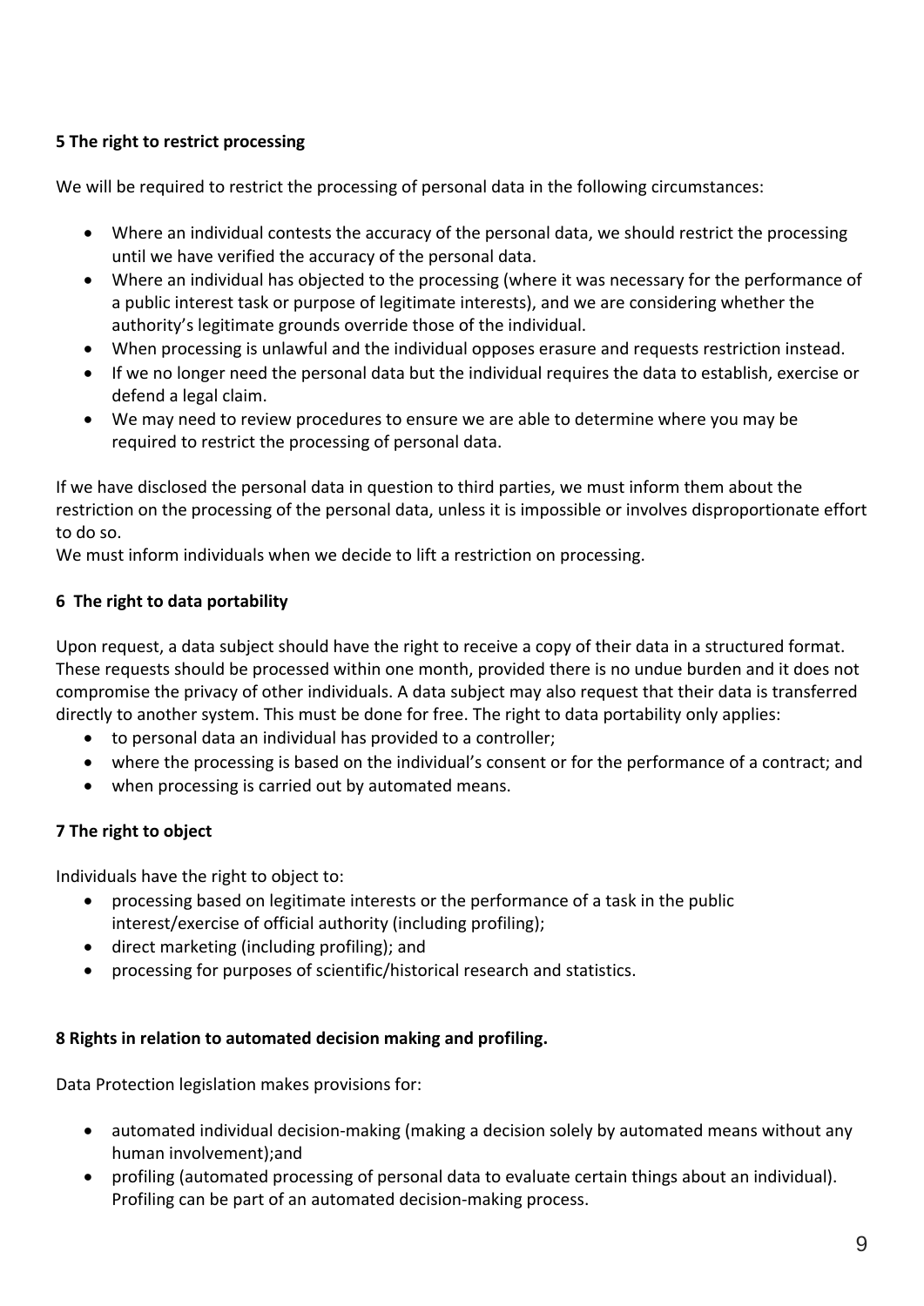**5 The right to restrict processing**

We will be required to restrict the processing of personal data in the following circumstances:

- Where an individual contests the accuracy of the personal data, we should restrict the processing until we have verified the accuracy of the personal data.
- Where an individual has objected to the processing (where it was necessary for the performance of a public interest task or purpose of legitimate interests), and we are considering whether the authority's legitimate grounds override those of the individual.
- When processing is unlawful and the individual opposes erasure and requests restriction instead.
- If we no longer need the personal data but the individual requires the data to establish, exercise or defend a legal claim.
- We may need to review procedures to ensure we are able to determine where you may be required to restrict the processing of personal data.

If we have disclosed the personal data in question to third parties, we must inform them about the restriction on the processing of the personal data, unless it is impossible or involves disproportionate effort to do so.
We must inform individuals when we decide to lift a restriction on processing.

**6 The right to data portability**

Upon request, a data subject should have the right to receive a copy of their data in a structured format. These requests should be processed within one month, provided there is no undue burden and it does not compromise the privacy of other individuals. A data subject may also request that their data is transferred directly to another system. This must be done for free. The right to data portability only applies:

- to personal data an individual has provided to a controller;
- where the processing is based on the individual's consent or for the performance of a contract; and
- when processing is carried out by automated means.

**7 The right to object**

Individuals have the right to object to:

- processing based on legitimate interests or the performance of a task in the public interest/exercise of official authority (including profiling);
- direct marketing (including profiling); and
- processing for purposes of scientific/historical research and statistics.

**8 Rights in relation to automated decision making and profiling.**

Data Protection legislation makes provisions for:

- automated individual decision-making (making a decision solely by automated means without any human involvement);and
- profiling (automated processing of personal data to evaluate certain things about an individual). Profiling can be part of an automated decision-making process.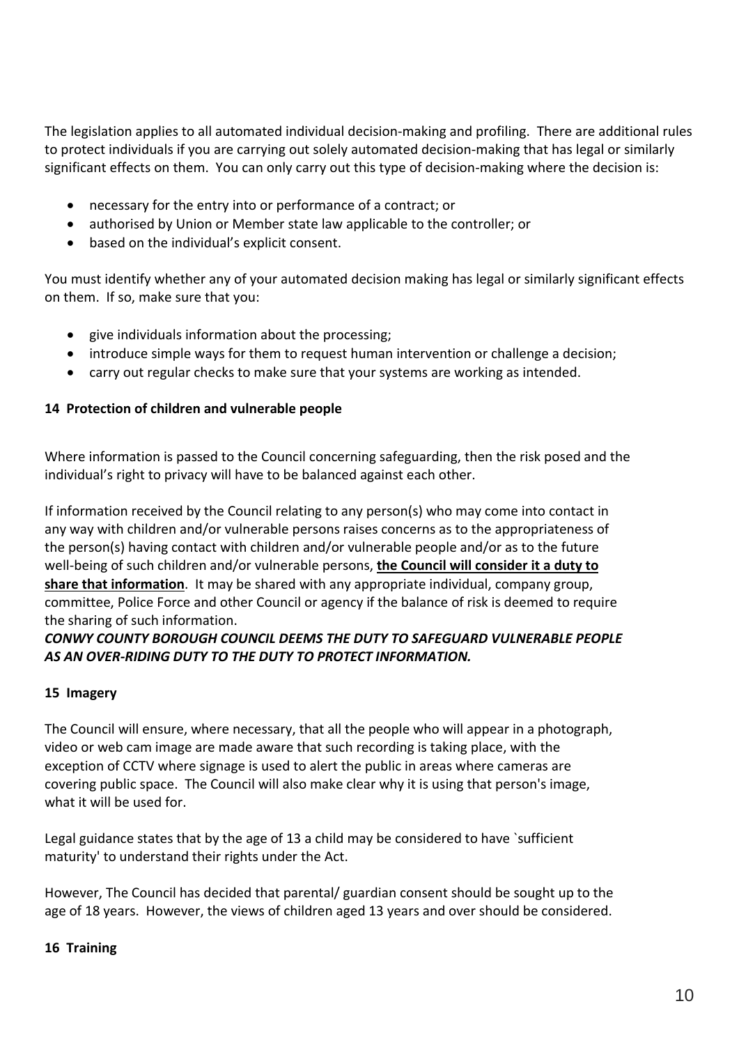The legislation applies to all automated individual decision-making and profiling. There are additional rules to protect individuals if you are carrying out solely automated decision-making that has legal or similarly significant effects on them. You can only carry out this type of decision-making where the decision is:

- necessary for the entry into or performance of a contract; or
- authorised by Union or Member state law applicable to the controller; or
- based on the individual's explicit consent.

You must identify whether any of your automated decision making has legal or similarly significant effects on them. If so, make sure that you:

- give individuals information about the processing;
- introduce simple ways for them to request human intervention or challenge a decision;
- carry out regular checks to make sure that your systems are working as intended.

## 14 Protection of children and vulnerable people

Where information is passed to the Council concerning safeguarding, then the risk posed and the individual's right to privacy will have to be balanced against each other.

If information received by the Council relating to any person(s) who may come into contact in any way with children and/or vulnerable persons raises concerns as to the appropriateness of the person(s) having contact with children and/or vulnerable people and/or as to the future well-being of such children and/or vulnerable persons, **<u>the Council will consider it a duty to share that information</u>**. It may be shared with any appropriate individual, company group, committee, Police Force and other Council or agency if the balance of risk is deemed to require the sharing of such information.

***CONWY COUNTY BOROUGH COUNCIL DEEMS THE DUTY TO SAFEGUARD VULNERABLE PEOPLE AS AN OVER-RIDING DUTY TO THE DUTY TO PROTECT INFORMATION.***

## 15 Imagery

The Council will ensure, where necessary, that all the people who will appear in a photograph, video or web cam image are made aware that such recording is taking place, with the exception of CCTV where signage is used to alert the public in areas where cameras are covering public space. The Council will also make clear why it is using that person's image, what it will be used for.

Legal guidance states that by the age of 13 a child may be considered to have `sufficient maturity' to understand their rights under the Act.

However, The Council has decided that parental/ guardian consent should be sought up to the age of 18 years. However, the views of children aged 13 years and over should be considered.

## 16 Training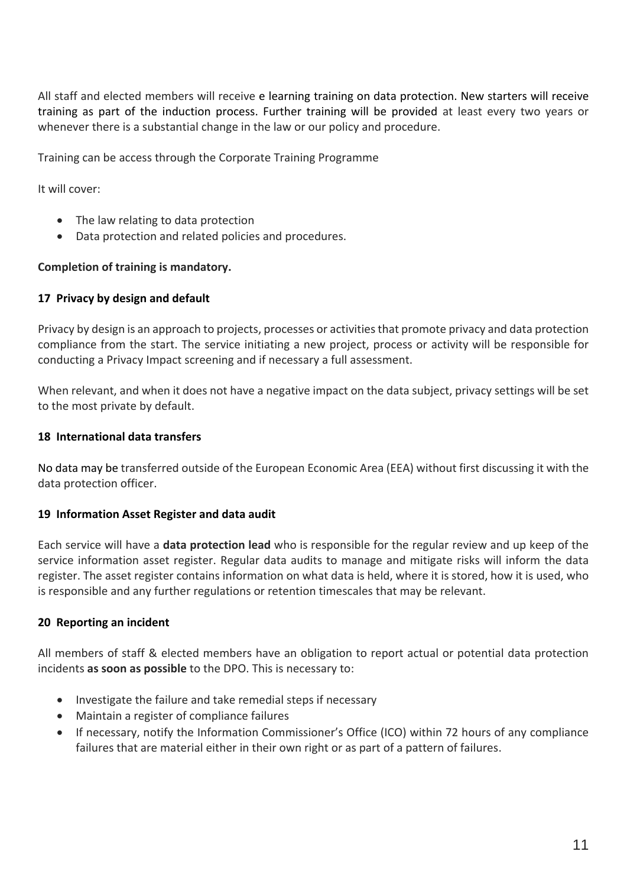All staff and elected members will receive e learning training on data protection. New starters will receive training as part of the induction process. Further training will be provided at least every two years or whenever there is a substantial change in the law or our policy and procedure.

Training can be access through the Corporate Training Programme

It will cover:

- The law relating to data protection
- Data protection and related policies and procedures.

**Completion of training is mandatory.**

### 17 Privacy by design and default

Privacy by design is an approach to projects, processes or activities that promote privacy and data protection compliance from the start. The service initiating a new project, process or activity will be responsible for conducting a Privacy Impact screening and if necessary a full assessment.

When relevant, and when it does not have a negative impact on the data subject, privacy settings will be set to the most private by default.

### 18 International data transfers

No data may be transferred outside of the European Economic Area (EEA) without first discussing it with the data protection officer.

### 19 Information Asset Register and data audit

Each service will have a **data protection lead** who is responsible for the regular review and up keep of the service information asset register. Regular data audits to manage and mitigate risks will inform the data register. The asset register contains information on what data is held, where it is stored, how it is used, who is responsible and any further regulations or retention timescales that may be relevant.

### 20 Reporting an incident

All members of staff & elected members have an obligation to report actual or potential data protection incidents **as soon as possible** to the DPO. This is necessary to:

- Investigate the failure and take remedial steps if necessary
- Maintain a register of compliance failures
- If necessary, notify the Information Commissioner's Office (ICO) within 72 hours of any compliance failures that are material either in their own right or as part of a pattern of failures.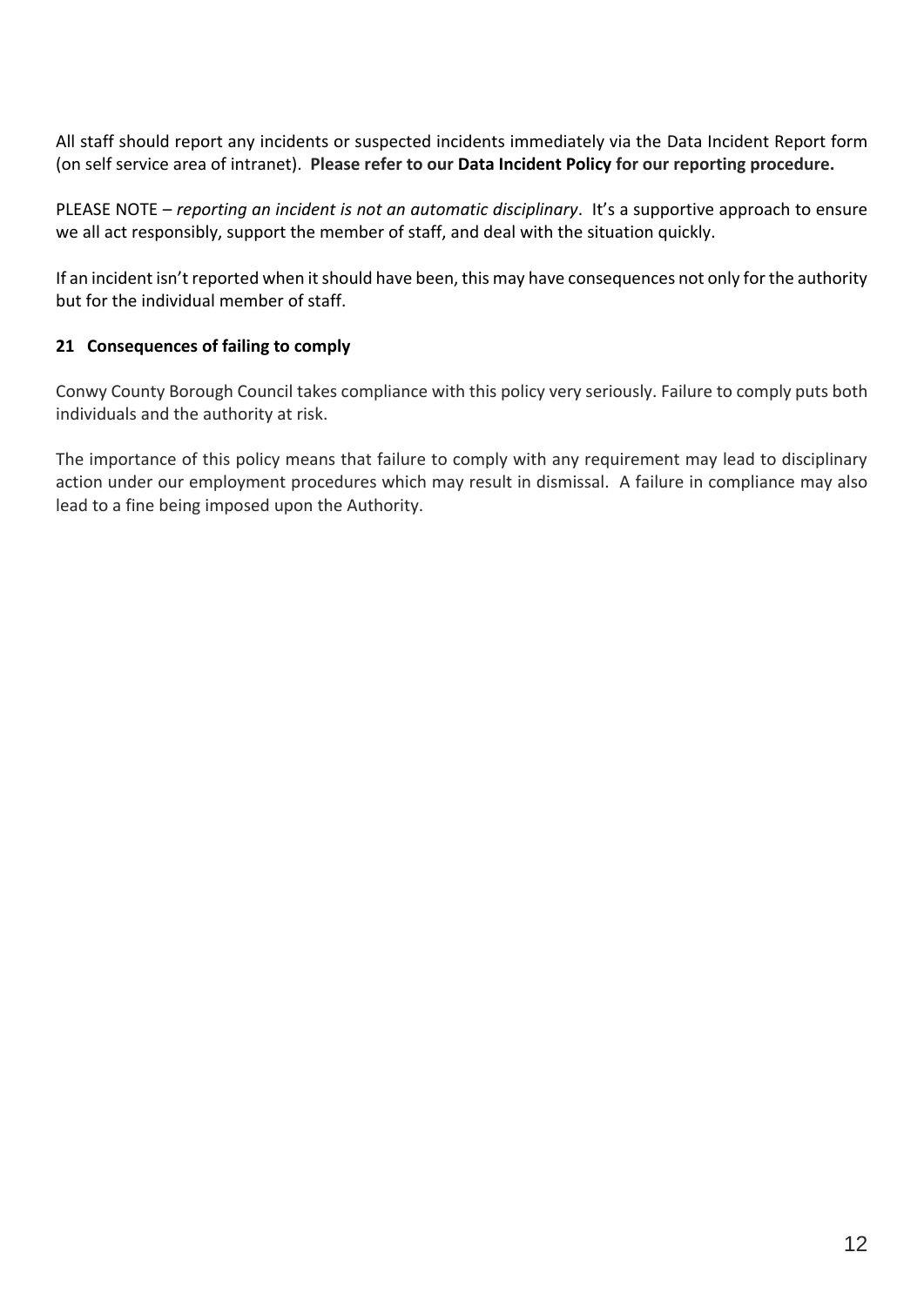All staff should report any incidents or suspected incidents immediately via the Data Incident Report form (on self service area of intranet). **Please refer to our Data Incident Policy for our reporting procedure.**

PLEASE NOTE – *reporting an incident is not an automatic disciplinary*. It's a supportive approach to ensure we all act responsibly, support the member of staff, and deal with the situation quickly.

If an incident isn't reported when it should have been, this may have consequences not only for the authority but for the individual member of staff.

## 21 Consequences of failing to comply

Conwy County Borough Council takes compliance with this policy very seriously. Failure to comply puts both individuals and the authority at risk.

The importance of this policy means that failure to comply with any requirement may lead to disciplinary action under our employment procedures which may result in dismissal. A failure in compliance may also lead to a fine being imposed upon the Authority.